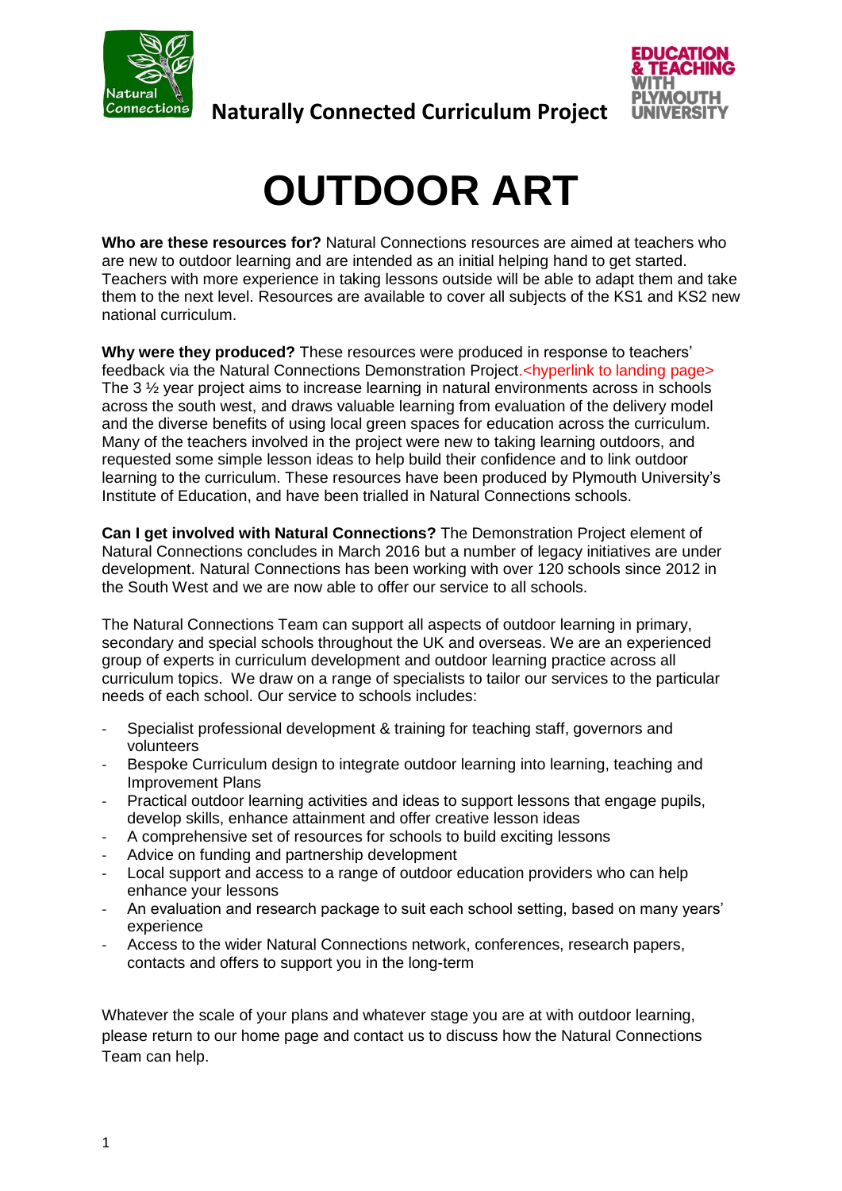**Naturally Connected Curriculum Project**

# OUTDOOR ART

**Who are these resources for?** Natural Connections resources are aimed at teachers who are new to outdoor learning and are intended as an initial helping hand to get started. Teachers with more experience in taking lessons outside will be able to adapt them and take them to the next level. Resources are available to cover all subjects of the KS1 and KS2 new national curriculum.

**Why were they produced?** These resources were produced in response to teachers' feedback via the Natural Connections Demonstration Project.<hyperlink to landing page> The 3 ½ year project aims to increase learning in natural environments across in schools across the south west, and draws valuable learning from evaluation of the delivery model and the diverse benefits of using local green spaces for education across the curriculum. Many of the teachers involved in the project were new to taking learning outdoors, and requested some simple lesson ideas to help build their confidence and to link outdoor learning to the curriculum. These resources have been produced by Plymouth University's Institute of Education, and have been trialled in Natural Connections schools.

**Can I get involved with Natural Connections?** The Demonstration Project element of Natural Connections concludes in March 2016 but a number of legacy initiatives are under development. Natural Connections has been working with over 120 schools since 2012 in the South West and we are now able to offer our service to all schools.

The Natural Connections Team can support all aspects of outdoor learning in primary, secondary and special schools throughout the UK and overseas. We are an experienced group of experts in curriculum development and outdoor learning practice across all curriculum topics. We draw on a range of specialists to tailor our services to the particular needs of each school. Our service to schools includes:

- Specialist professional development & training for teaching staff, governors and volunteers
- Bespoke Curriculum design to integrate outdoor learning into learning, teaching and Improvement Plans
- Practical outdoor learning activities and ideas to support lessons that engage pupils, develop skills, enhance attainment and offer creative lesson ideas
- A comprehensive set of resources for schools to build exciting lessons
- Advice on funding and partnership development
- Local support and access to a range of outdoor education providers who can help enhance your lessons
- An evaluation and research package to suit each school setting, based on many years' experience
- Access to the wider Natural Connections network, conferences, research papers, contacts and offers to support you in the long-term

Whatever the scale of your plans and whatever stage you are at with outdoor learning, please return to our home page and contact us to discuss how the Natural Connections Team can help.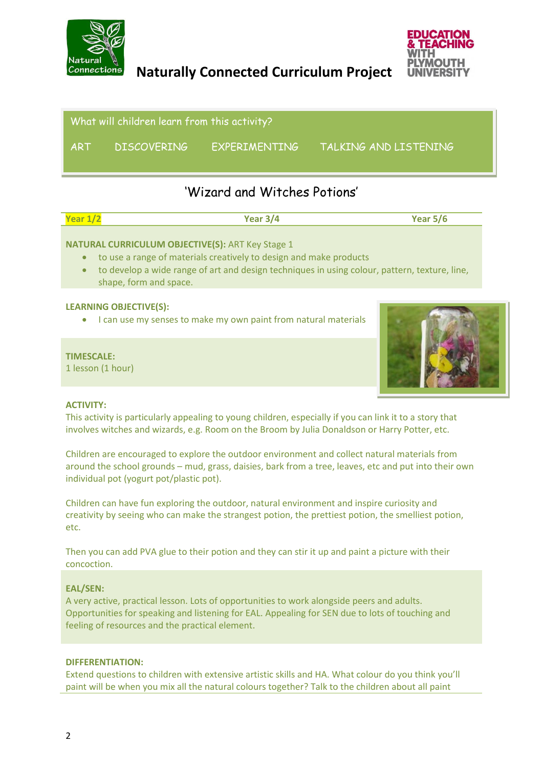**Naturally Connected Curriculum Project**

What will children learn from this activity?

ART DISCOVERING EXPERIMENTING TALKING AND LISTENING

## 'Wizard and Witches Potions'

| Year 1/2 | Year 3/4 | Year 5/6 |
|---|---|---|

**NATURAL CURRICULUM OBJECTIVE(S):** ART Key Stage 1

- to use a range of materials creatively to design and make products
- to develop a wide range of art and design techniques in using colour, pattern, texture, line, shape, form and space.

**LEARNING OBJECTIVE(S):**

- I can use my senses to make my own paint from natural materials

**TIMESCALE:**
1 lesson (1 hour)

**ACTIVITY:**
This activity is particularly appealing to young children, especially if you can link it to a story that involves witches and wizards, e.g. Room on the Broom by Julia Donaldson or Harry Potter, etc.

Children are encouraged to explore the outdoor environment and collect natural materials from around the school grounds – mud, grass, daisies, bark from a tree, leaves, etc and put into their own individual pot (yogurt pot/plastic pot).

Children can have fun exploring the outdoor, natural environment and inspire curiosity and creativity by seeing who can make the strangest potion, the prettiest potion, the smelliest potion, etc.

Then you can add PVA glue to their potion and they can stir it up and paint a picture with their concoction.

**EAL/SEN:**
A very active, practical lesson. Lots of opportunities to work alongside peers and adults. Opportunities for speaking and listening for EAL. Appealing for SEN due to lots of touching and feeling of resources and the practical element.

**DIFFERENTIATION:**
Extend questions to children with extensive artistic skills and HA. What colour do you think you'll paint will be when you mix all the natural colours together? Talk to the children about all paint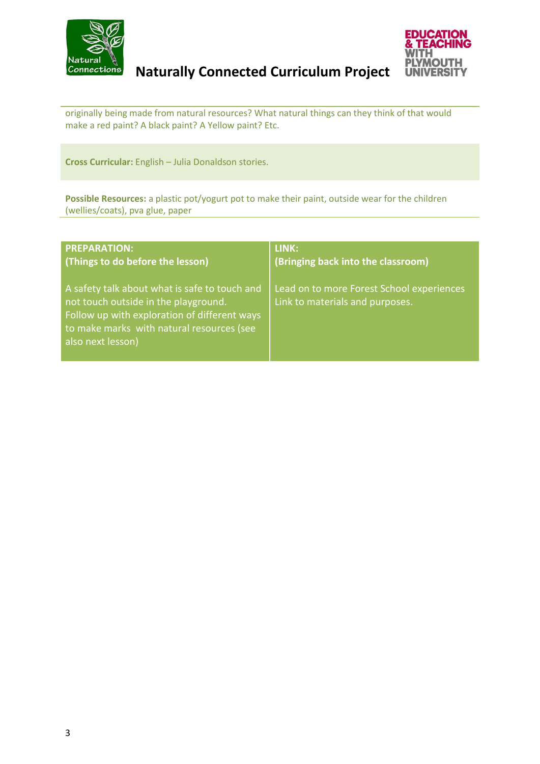originally being made from natural resources? What natural things can they think of that would make a red paint? A black paint? A Yellow paint? Etc.

**Cross Curricular:** English – Julia Donaldson stories.

**Possible Resources:** a plastic pot/yogurt pot to make their paint, outside wear for the children (wellies/coats), pva glue, paper

| **PREPARATION:** **(Things to do before the lesson)** | **LINK:** **(Bringing back into the classroom)** |
|---|---|
| A safety talk about what is safe to touch and not touch outside in the playground. Follow up with exploration of different ways to make marks with natural resources (see also next lesson) | Lead on to more Forest School experiences Link to materials and purposes. |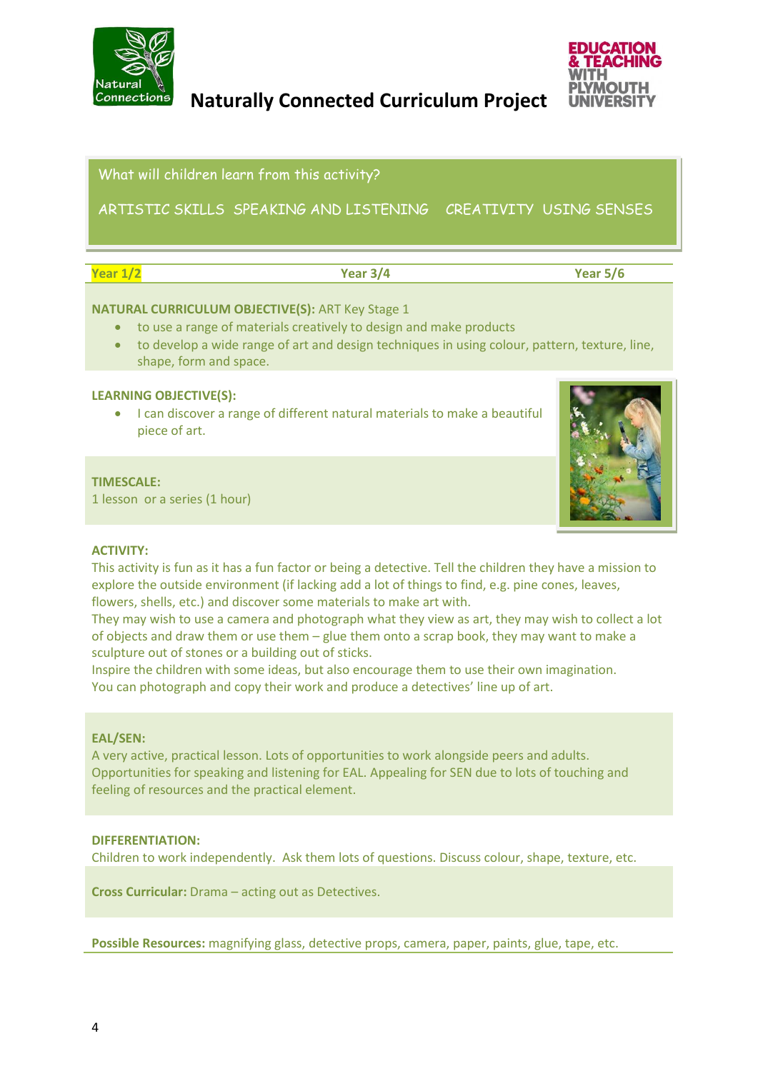# Naturally Connected Curriculum Project

What will children learn from this activity?

ARTISTIC SKILLS SPEAKING AND LISTENING CREATIVITY USING SENSES

| Year 1/2 | Year 3/4 | Year 5/6 |
|---|---|---|

**NATURAL CURRICULUM OBJECTIVE(S):** ART Key Stage 1

- to use a range of materials creatively to design and make products
- to develop a wide range of art and design techniques in using colour, pattern, texture, line, shape, form and space.

**LEARNING OBJECTIVE(S):**

- I can discover a range of different natural materials to make a beautiful piece of art.

**TIMESCALE:**
1 lesson or a series (1 hour)

**ACTIVITY:**
This activity is fun as it has a fun factor or being a detective. Tell the children they have a mission to explore the outside environment (if lacking add a lot of things to find, e.g. pine cones, leaves, flowers, shells, etc.) and discover some materials to make art with.
They may wish to use a camera and photograph what they view as art, they may wish to collect a lot of objects and draw them or use them – glue them onto a scrap book, they may want to make a sculpture out of stones or a building out of sticks.
Inspire the children with some ideas, but also encourage them to use their own imagination.
You can photograph and copy their work and produce a detectives' line up of art.

**EAL/SEN:**
A very active, practical lesson. Lots of opportunities to work alongside peers and adults. Opportunities for speaking and listening for EAL. Appealing for SEN due to lots of touching and feeling of resources and the practical element.

**DIFFERENTIATION:**
Children to work independently. Ask them lots of questions. Discuss colour, shape, texture, etc.

**Cross Curricular:** Drama – acting out as Detectives.

**Possible Resources:** magnifying glass, detective props, camera, paper, paints, glue, tape, etc.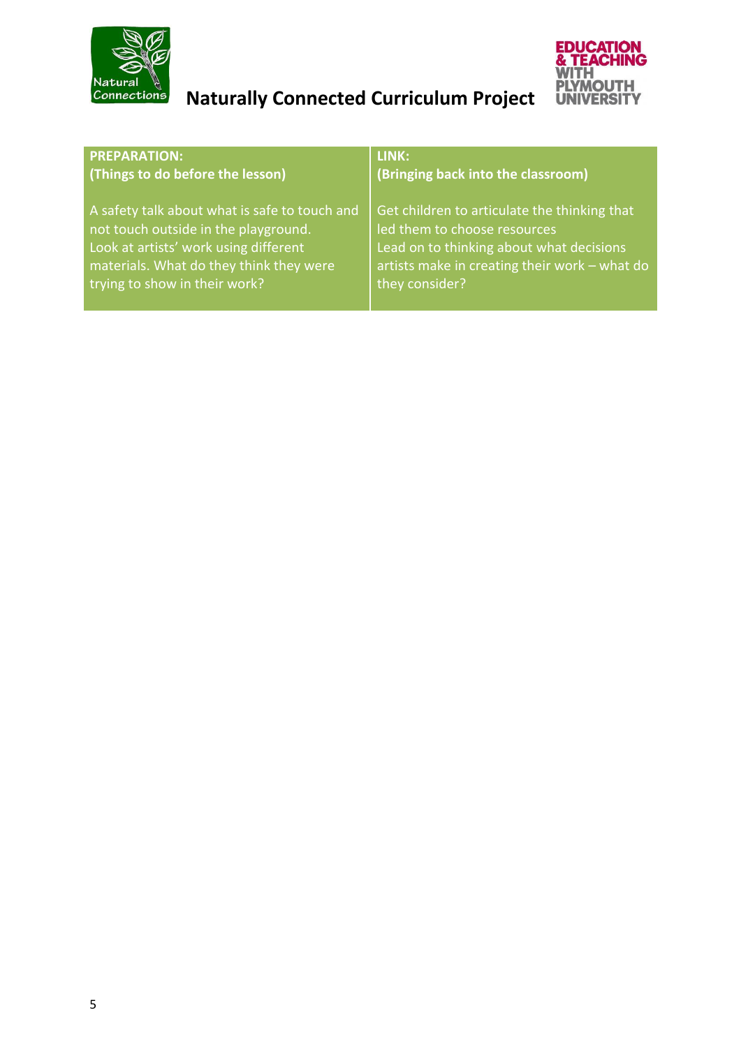| PREPARATION: (Things to do before the lesson) | LINK: (Bringing back into the classroom) |
| --- | --- |
| A safety talk about what is safe to touch and not touch outside in the playground. Look at artists' work using different materials. What do they think they were trying to show in their work? | Get children to articulate the thinking that led them to choose resources Lead on to thinking about what decisions artists make in creating their work – what do they consider? |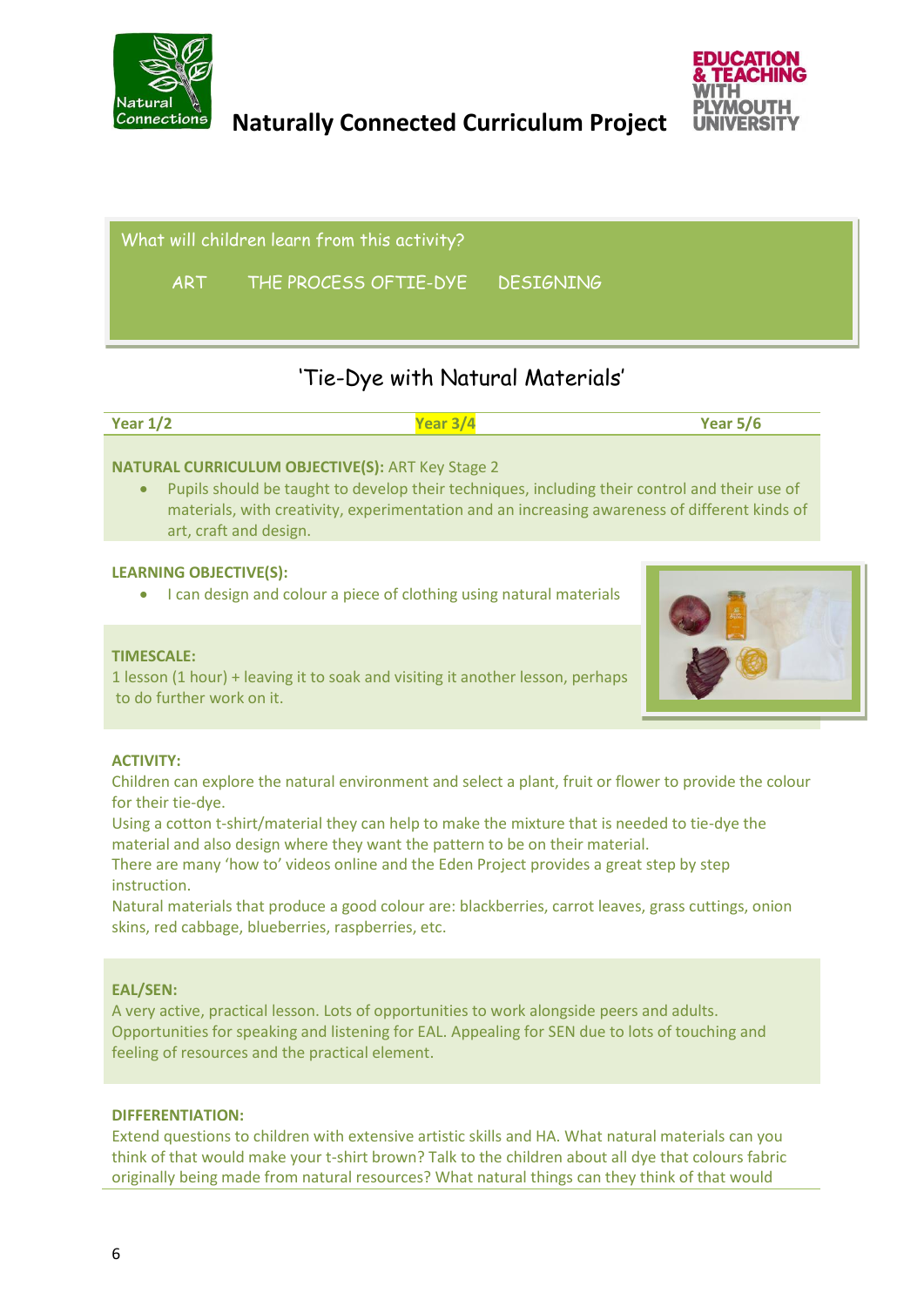Naturally Connected Curriculum Project

What will children learn from this activity?

ART THE PROCESS OFTIE-DYE DESIGNING

## 'Tie-Dye with Natural Materials'

| Year 1/2 | Year 3/4 | Year 5/6 |
|---|---|---|

**NATURAL CURRICULUM OBJECTIVE(S):** ART Key Stage 2

- Pupils should be taught to develop their techniques, including their control and their use of materials, with creativity, experimentation and an increasing awareness of different kinds of art, craft and design.

**LEARNING OBJECTIVE(S):**

- I can design and colour a piece of clothing using natural materials

**TIMESCALE:**

1 lesson (1 hour) + leaving it to soak and visiting it another lesson, perhaps to do further work on it.

**ACTIVITY:**

Children can explore the natural environment and select a plant, fruit or flower to provide the colour for their tie-dye.

Using a cotton t-shirt/material they can help to make the mixture that is needed to tie-dye the material and also design where they want the pattern to be on their material.

There are many 'how to' videos online and the Eden Project provides a great step by step instruction.

Natural materials that produce a good colour are: blackberries, carrot leaves, grass cuttings, onion skins, red cabbage, blueberries, raspberries, etc.

**EAL/SEN:**

A very active, practical lesson. Lots of opportunities to work alongside peers and adults. Opportunities for speaking and listening for EAL. Appealing for SEN due to lots of touching and feeling of resources and the practical element.

**DIFFERENTIATION:**

Extend questions to children with extensive artistic skills and HA. What natural materials can you think of that would make your t-shirt brown? Talk to the children about all dye that colours fabric originally being made from natural resources? What natural things can they think of that would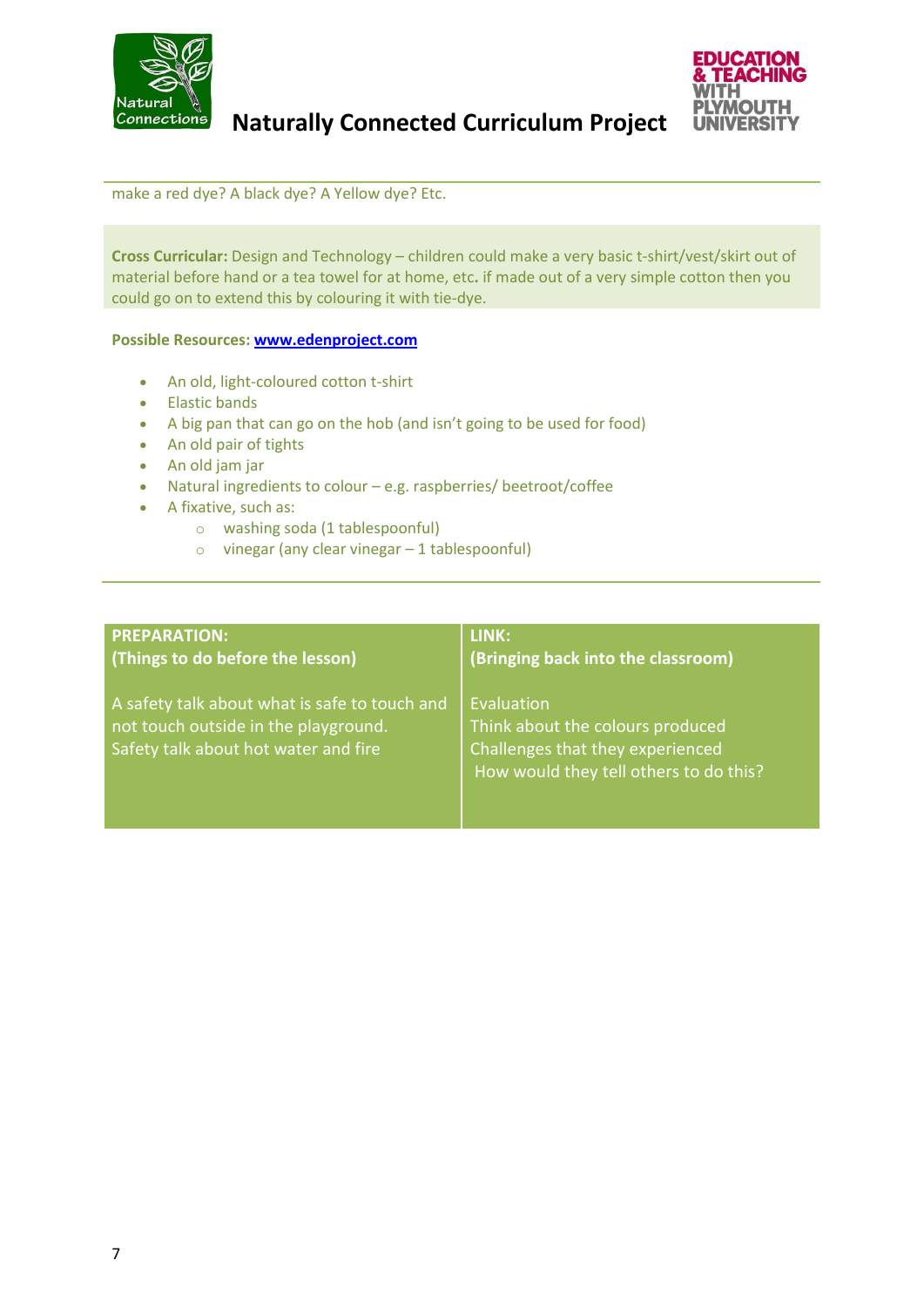make a red dye? A black dye? A Yellow dye? Etc.

**Cross Curricular:** Design and Technology – children could make a very basic t-shirt/vest/skirt out of material before hand or a tea towel for at home, etc**.** if made out of a very simple cotton then you could go on to extend this by colouring it with tie-dye.

**Possible Resources: www.edenproject.com**

- An old, light-coloured cotton t-shirt
- Elastic bands
- A big pan that can go on the hob (and isn't going to be used for food)
- An old pair of tights
- An old jam jar
- Natural ingredients to colour – e.g. raspberries/ beetroot/coffee
- A fixative, such as:
  - washing soda (1 tablespoonful)
  - vinegar (any clear vinegar – 1 tablespoonful)

| **PREPARATION:**<br>**(Things to do before the lesson)** | **LINK:**<br>**(Bringing back into the classroom)** |
|---|---|
| A safety talk about what is safe to touch and not touch outside in the playground.<br>Safety talk about hot water and fire | Evaluation<br>Think about the colours produced<br>Challenges that they experienced<br>How would they tell others to do this? |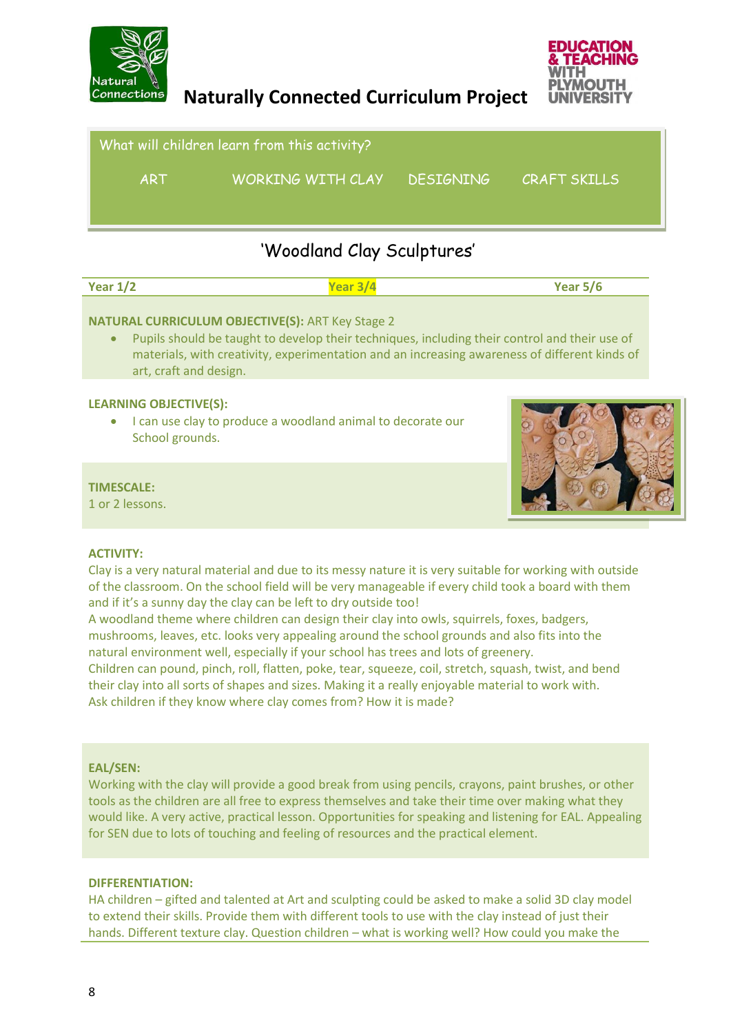Naturally Connected Curriculum Project

What will children learn from this activity?

ART WORKING WITH CLAY DESIGNING CRAFT SKILLS

# 'Woodland Clay Sculptures'

| Year 1/2 | Year 3/4 | Year 5/6 |
|---|---|---|

**NATURAL CURRICULUM OBJECTIVE(S):** ART Key Stage 2

- Pupils should be taught to develop their techniques, including their control and their use of materials, with creativity, experimentation and an increasing awareness of different kinds of art, craft and design.

**LEARNING OBJECTIVE(S):**

- I can use clay to produce a woodland animal to decorate our School grounds.

**TIMESCALE:**
1 or 2 lessons.

**ACTIVITY:**

Clay is a very natural material and due to its messy nature it is very suitable for working with outside of the classroom. On the school field will be very manageable if every child took a board with them and if it's a sunny day the clay can be left to dry outside too!
A woodland theme where children can design their clay into owls, squirrels, foxes, badgers, mushrooms, leaves, etc. looks very appealing around the school grounds and also fits into the natural environment well, especially if your school has trees and lots of greenery.
Children can pound, pinch, roll, flatten, poke, tear, squeeze, coil, stretch, squash, twist, and bend their clay into all sorts of shapes and sizes. Making it a really enjoyable material to work with.
Ask children if they know where clay comes from? How it is made?

**EAL/SEN:**

Working with the clay will provide a good break from using pencils, crayons, paint brushes, or other tools as the children are all free to express themselves and take their time over making what they would like. A very active, practical lesson. Opportunities for speaking and listening for EAL. Appealing for SEN due to lots of touching and feeling of resources and the practical element.

**DIFFERENTIATION:**

HA children – gifted and talented at Art and sculpting could be asked to make a solid 3D clay model to extend their skills. Provide them with different tools to use with the clay instead of just their hands. Different texture clay. Question children – what is working well? How could you make the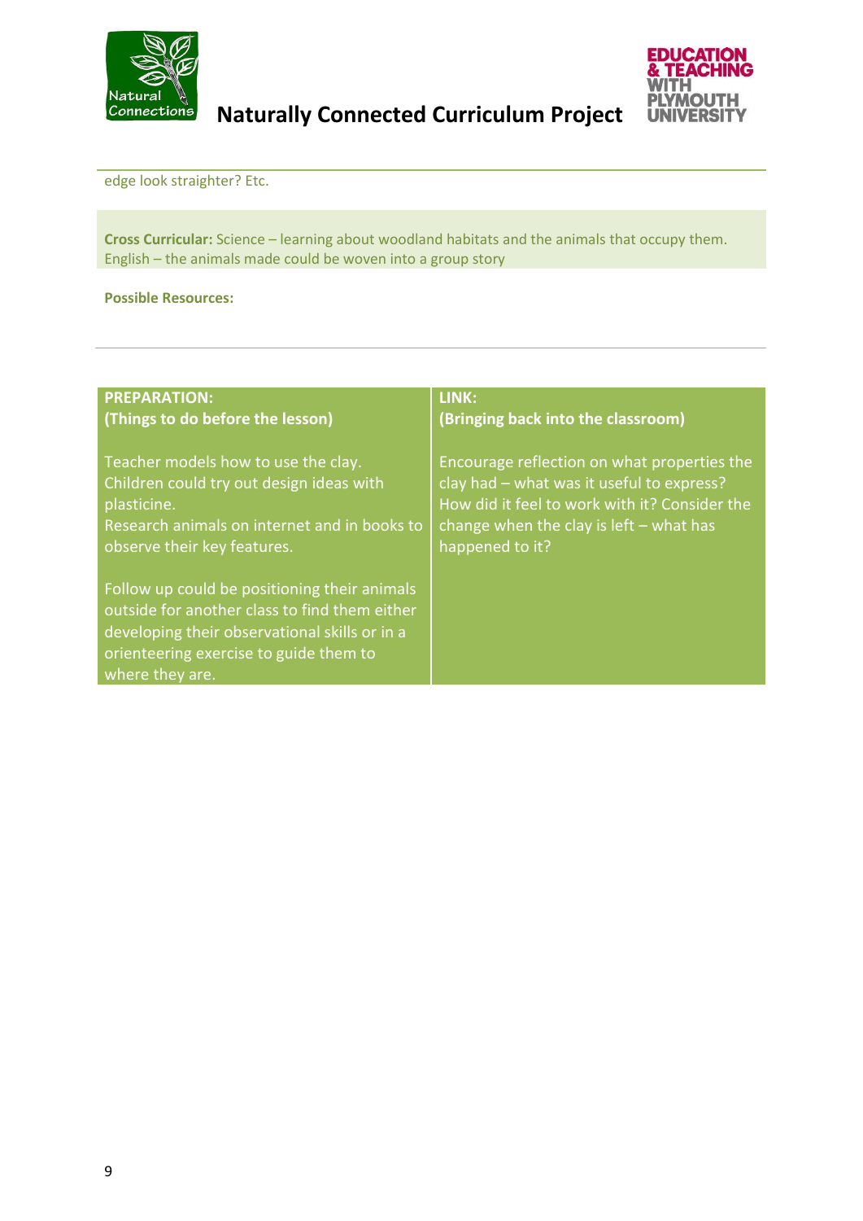edge look straighter? Etc.

**Cross Curricular:** Science – learning about woodland habitats and the animals that occupy them. English – the animals made could be woven into a group story

**Possible Resources:**

| PREPARATION: (Things to do before the lesson) | LINK: (Bringing back into the classroom) |
|---|---|
| Teacher models how to use the clay. Children could try out design ideas with plasticine. Research animals on internet and in books to observe their key features. <br><br> Follow up could be positioning their animals outside for another class to find them either developing their observational skills or in a orienteering exercise to guide them to where they are. | Encourage reflection on what properties the clay had – what was it useful to express? How did it feel to work with it? Consider the change when the clay is left – what has happened to it? |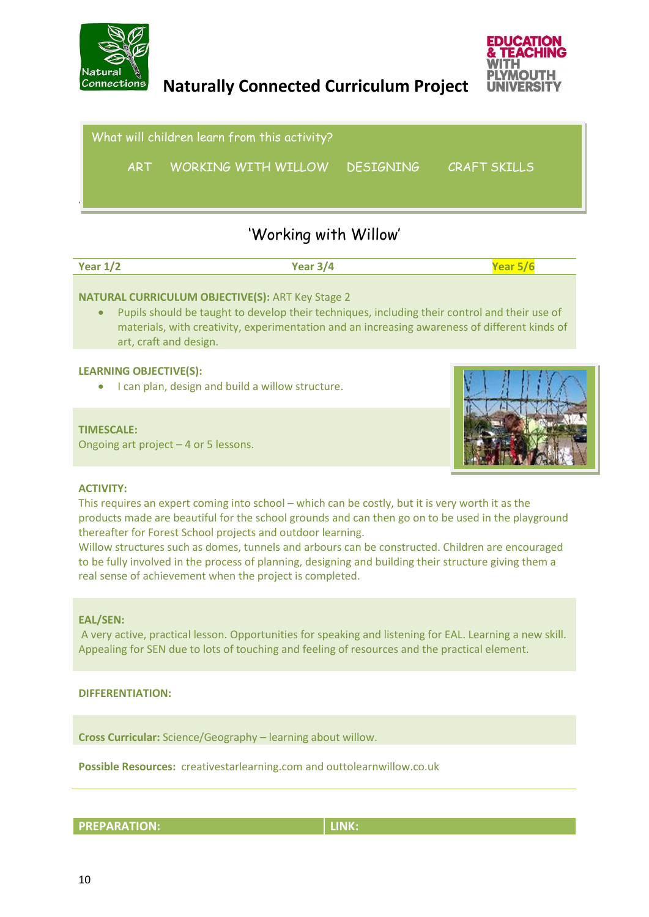Naturally Connected Curriculum Project

What will children learn from this activity?

ART WORKING WITH WILLOW DESIGNING CRAFT SKILLS

# 'Working with Willow'

| Year 1/2 | Year 3/4 | Year 5/6 |
|---|---|---|

**NATURAL CURRICULUM OBJECTIVE(S):** ART Key Stage 2

- Pupils should be taught to develop their techniques, including their control and their use of materials, with creativity, experimentation and an increasing awareness of different kinds of art, craft and design.

**LEARNING OBJECTIVE(S):**

- I can plan, design and build a willow structure.

**TIMESCALE:**
Ongoing art project – 4 or 5 lessons.

**ACTIVITY:**
This requires an expert coming into school – which can be costly, but it is very worth it as the products made are beautiful for the school grounds and can then go on to be used in the playground thereafter for Forest School projects and outdoor learning.
Willow structures such as domes, tunnels and arbours can be constructed. Children are encouraged to be fully involved in the process of planning, designing and building their structure giving them a real sense of achievement when the project is completed.

**EAL/SEN:**
A very active, practical lesson. Opportunities for speaking and listening for EAL. Learning a new skill. Appealing for SEN due to lots of touching and feeling of resources and the practical element.

**DIFFERENTIATION:**

**Cross Curricular:** Science/Geography – learning about willow.

**Possible Resources:** creativestarlearning.com and outtolearnwillow.co.uk

| PREPARATION: | LINK: |
|---|---|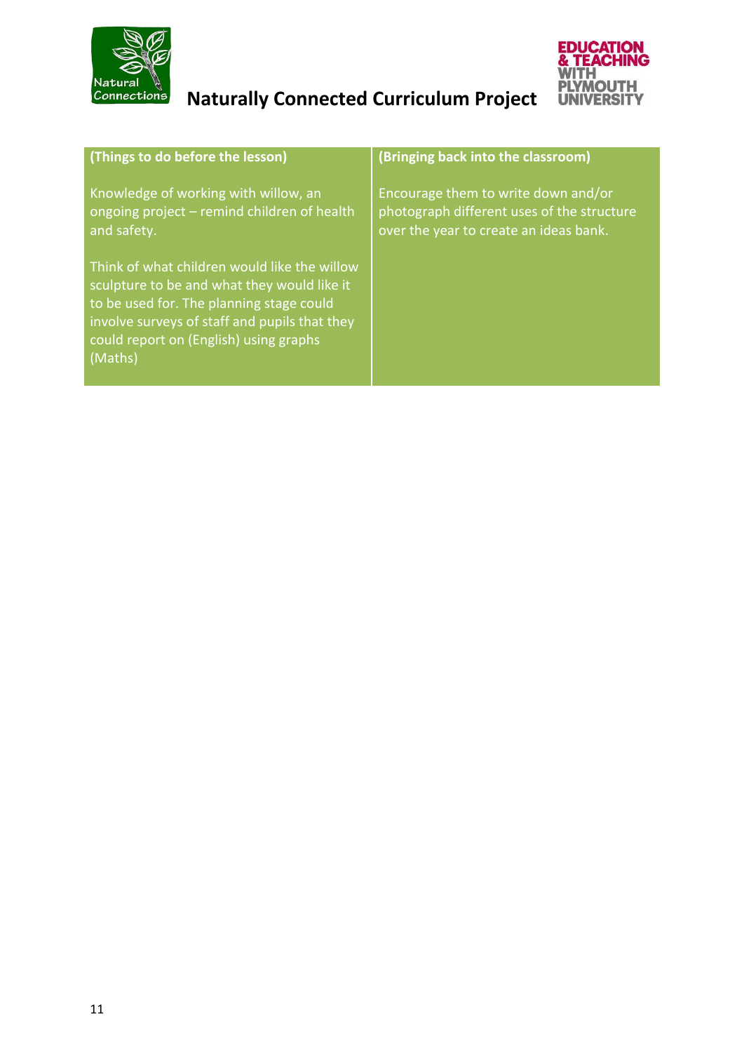| (Things to do before the lesson) | (Bringing back into the classroom) |
|---|---|
| Knowledge of working with willow, an ongoing project – remind children of health and safety.<br><br>Think of what children would like the willow sculpture to be and what they would like it to be used for. The planning stage could involve surveys of staff and pupils that they could report on (English) using graphs (Maths) | Encourage them to write down and/or photograph different uses of the structure over the year to create an ideas bank. |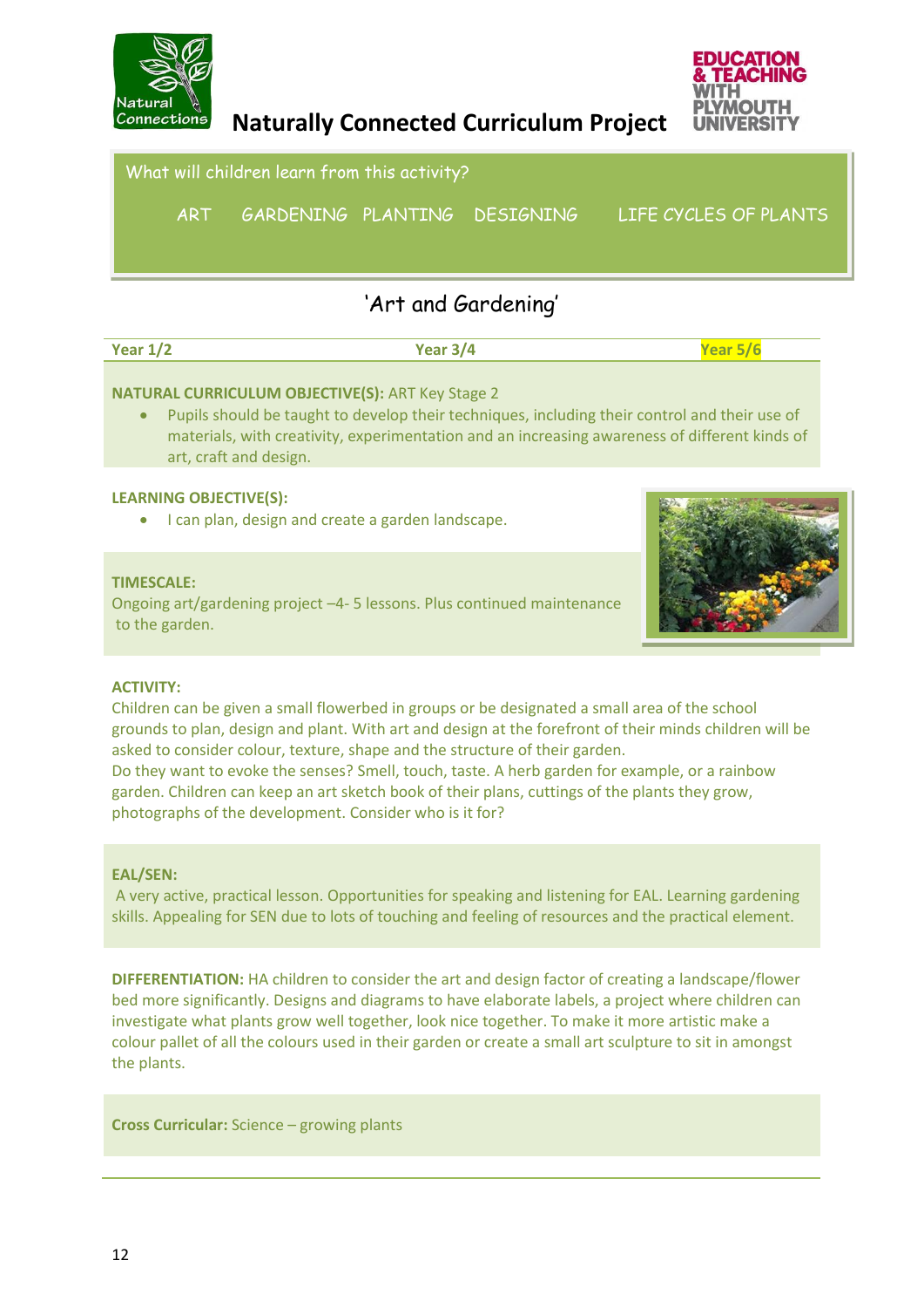**Naturally Connected Curriculum Project**

What will children learn from this activity?

ART GARDENING PLANTING DESIGNING LIFE CYCLES OF PLANTS

## 'Art and Gardening'

| Year 1/2 | Year 3/4 | Year 5/6 |
|---|---|---|

**NATURAL CURRICULUM OBJECTIVE(S):** ART Key Stage 2

- Pupils should be taught to develop their techniques, including their control and their use of materials, with creativity, experimentation and an increasing awareness of different kinds of art, craft and design.

**LEARNING OBJECTIVE(S):**

- I can plan, design and create a garden landscape.

**TIMESCALE:**
Ongoing art/gardening project –4- 5 lessons. Plus continued maintenance to the garden.

**ACTIVITY:**
Children can be given a small flowerbed in groups or be designated a small area of the school grounds to plan, design and plant. With art and design at the forefront of their minds children will be asked to consider colour, texture, shape and the structure of their garden.
Do they want to evoke the senses? Smell, touch, taste. A herb garden for example, or a rainbow garden. Children can keep an art sketch book of their plans, cuttings of the plants they grow, photographs of the development. Consider who is it for?

**EAL/SEN:**
A very active, practical lesson. Opportunities for speaking and listening for EAL. Learning gardening skills. Appealing for SEN due to lots of touching and feeling of resources and the practical element.

**DIFFERENTIATION:** HA children to consider the art and design factor of creating a landscape/flower bed more significantly. Designs and diagrams to have elaborate labels, a project where children can investigate what plants grow well together, look nice together. To make it more artistic make a colour pallet of all the colours used in their garden or create a small art sculpture to sit in amongst the plants.

**Cross Curricular:** Science – growing plants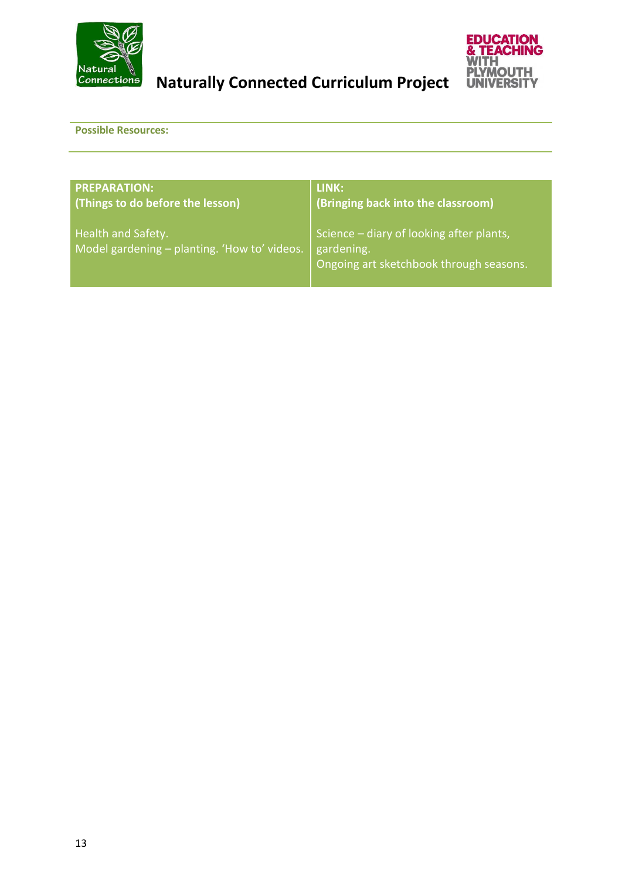**Possible Resources:**

| PREPARATION:<br>(Things to do before the lesson) | LINK:<br>(Bringing back into the classroom) |
|---|---|
| Health and Safety.<br>Model gardening – planting. 'How to' videos. | Science – diary of looking after plants, gardening.<br>Ongoing art sketchbook through seasons. |